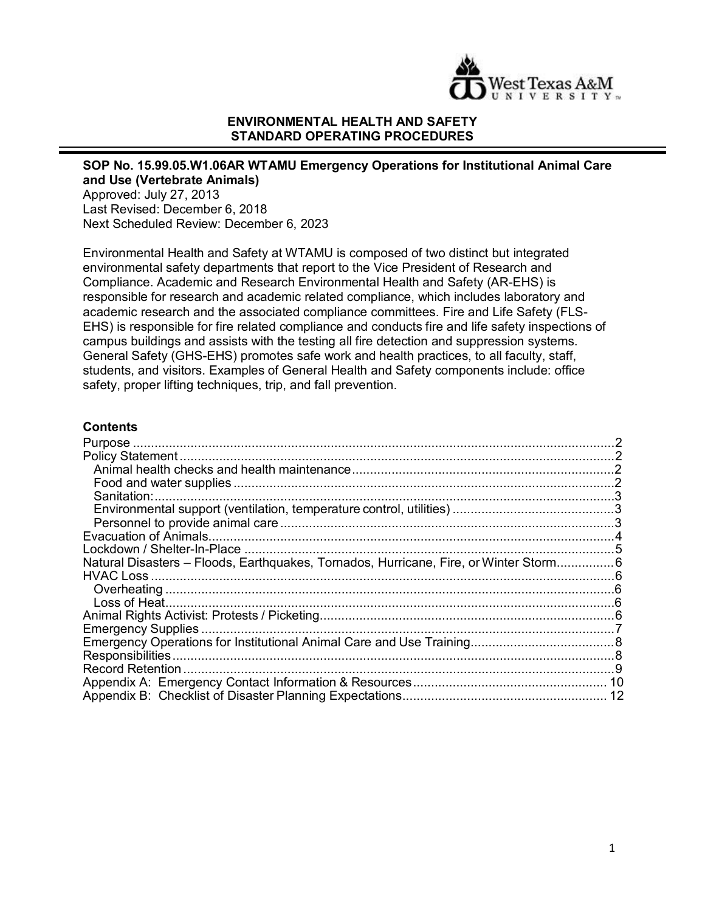**ENVIRONMENTAL HEALTH AND SAFETY**
**STANDARD OPERATING PROCEDURES**

---

**SOP No. 15.99.05.W1.06AR WTAMU Emergency Operations for Institutional Animal Care and Use (Vertebrate Animals)**

Approved: July 27, 2013
Last Revised: December 6, 2018
Next Scheduled Review: December 6, 2023

Environmental Health and Safety at WTAMU is composed of two distinct but integrated environmental safety departments that report to the Vice President of Research and Compliance. Academic and Research Environmental Health and Safety (AR-EHS) is responsible for research and academic related compliance, which includes laboratory and academic research and the associated compliance committees. Fire and Life Safety (FLS-EHS) is responsible for fire related compliance and conducts fire and life safety inspections of campus buildings and assists with the testing all fire detection and suppression systems. General Safety (GHS-EHS) promotes safe work and health practices, to all faculty, staff, students, and visitors. Examples of General Health and Safety components include: office safety, proper lifting techniques, trip, and fall prevention.

## Contents

- Purpose ..... 2
- Policy Statement ..... 2
  - Animal health checks and health maintenance ..... 2
  - Food and water supplies ..... 2
  - Sanitation: ..... 3
  - Environmental support (ventilation, temperature control, utilities) ..... 3
  - Personnel to provide animal care ..... 3
- Evacuation of Animals ..... 4
- Lockdown / Shelter-In-Place ..... 5
- Natural Disasters – Floods, Earthquakes, Tornados, Hurricane, Fire, or Winter Storm ..... 6
- HVAC Loss ..... 6
  - Overheating ..... 6
  - Loss of Heat ..... 6
- Animal Rights Activist: Protests / Picketing ..... 6
- Emergency Supplies ..... 7
- Emergency Operations for Institutional Animal Care and Use Training ..... 8
- Responsibilities ..... 8
- Record Retention ..... 9
- Appendix A: Emergency Contact Information & Resources ..... 10
- Appendix B: Checklist of Disaster Planning Expectations ..... 12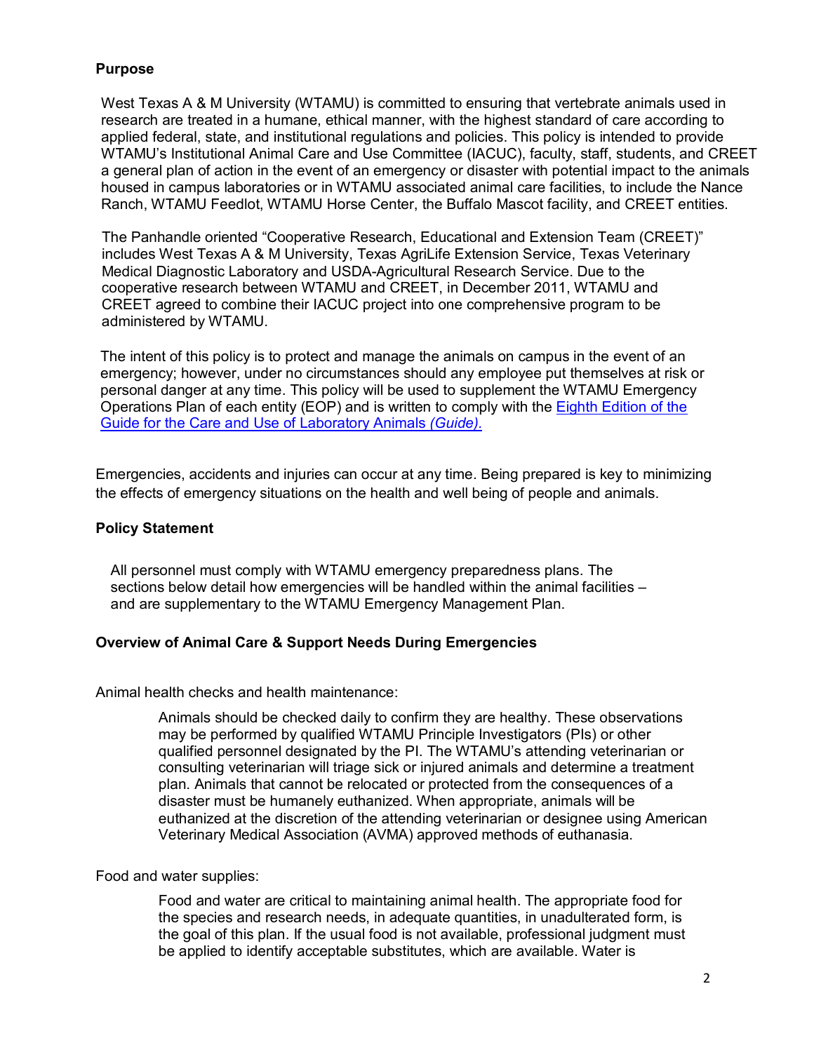## Purpose

West Texas A & M University (WTAMU) is committed to ensuring that vertebrate animals used in research are treated in a humane, ethical manner, with the highest standard of care according to applied federal, state, and institutional regulations and policies. This policy is intended to provide WTAMU's Institutional Animal Care and Use Committee (IACUC), faculty, staff, students, and CREET a general plan of action in the event of an emergency or disaster with potential impact to the animals housed in campus laboratories or in WTAMU associated animal care facilities, to include the Nance Ranch, WTAMU Feedlot, WTAMU Horse Center, the Buffalo Mascot facility, and CREET entities.

The Panhandle oriented "Cooperative Research, Educational and Extension Team (CREET)" includes West Texas A & M University, Texas AgriLife Extension Service, Texas Veterinary Medical Diagnostic Laboratory and USDA-Agricultural Research Service. Due to the cooperative research between WTAMU and CREET, in December 2011, WTAMU and CREET agreed to combine their IACUC project into one comprehensive program to be administered by WTAMU.

The intent of this policy is to protect and manage the animals on campus in the event of an emergency; however, under no circumstances should any employee put themselves at risk or personal danger at any time. This policy will be used to supplement the WTAMU Emergency Operations Plan of each entity (EOP) and is written to comply with the [Eighth Edition of the Guide for the Care and Use of Laboratory Animals *(Guide)*.]()

Emergencies, accidents and injuries can occur at any time. Being prepared is key to minimizing the effects of emergency situations on the health and well being of people and animals.

## Policy Statement

All personnel must comply with WTAMU emergency preparedness plans. The sections below detail how emergencies will be handled within the animal facilities – and are supplementary to the WTAMU Emergency Management Plan.

## Overview of Animal Care & Support Needs During Emergencies

Animal health checks and health maintenance:

Animals should be checked daily to confirm they are healthy. These observations may be performed by qualified WTAMU Principle Investigators (PIs) or other qualified personnel designated by the PI. The WTAMU's attending veterinarian or consulting veterinarian will triage sick or injured animals and determine a treatment plan. Animals that cannot be relocated or protected from the consequences of a disaster must be humanely euthanized. When appropriate, animals will be euthanized at the discretion of the attending veterinarian or designee using American Veterinary Medical Association (AVMA) approved methods of euthanasia.

Food and water supplies:

Food and water are critical to maintaining animal health. The appropriate food for the species and research needs, in adequate quantities, in unadulterated form, is the goal of this plan. If the usual food is not available, professional judgment must be applied to identify acceptable substitutes, which are available. Water is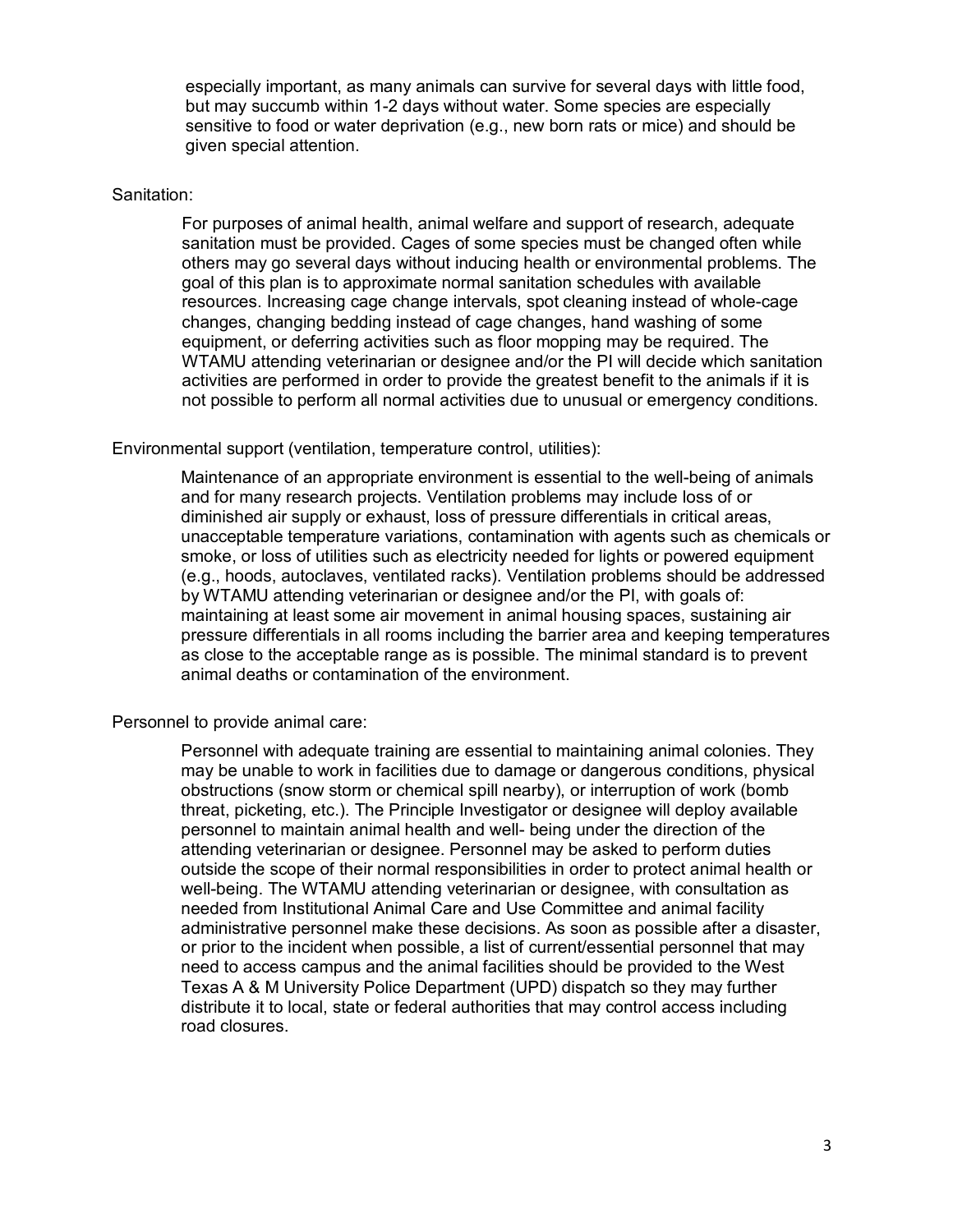especially important, as many animals can survive for several days with little food, but may succumb within 1-2 days without water. Some species are especially sensitive to food or water deprivation (e.g., new born rats or mice) and should be given special attention.

Sanitation:

For purposes of animal health, animal welfare and support of research, adequate sanitation must be provided. Cages of some species must be changed often while others may go several days without inducing health or environmental problems. The goal of this plan is to approximate normal sanitation schedules with available resources. Increasing cage change intervals, spot cleaning instead of whole-cage changes, changing bedding instead of cage changes, hand washing of some equipment, or deferring activities such as floor mopping may be required. The WTAMU attending veterinarian or designee and/or the PI will decide which sanitation activities are performed in order to provide the greatest benefit to the animals if it is not possible to perform all normal activities due to unusual or emergency conditions.

Environmental support (ventilation, temperature control, utilities):

Maintenance of an appropriate environment is essential to the well-being of animals and for many research projects. Ventilation problems may include loss of or diminished air supply or exhaust, loss of pressure differentials in critical areas, unacceptable temperature variations, contamination with agents such as chemicals or smoke, or loss of utilities such as electricity needed for lights or powered equipment (e.g., hoods, autoclaves, ventilated racks). Ventilation problems should be addressed by WTAMU attending veterinarian or designee and/or the PI, with goals of: maintaining at least some air movement in animal housing spaces, sustaining air pressure differentials in all rooms including the barrier area and keeping temperatures as close to the acceptable range as is possible. The minimal standard is to prevent animal deaths or contamination of the environment.

Personnel to provide animal care:

Personnel with adequate training are essential to maintaining animal colonies. They may be unable to work in facilities due to damage or dangerous conditions, physical obstructions (snow storm or chemical spill nearby), or interruption of work (bomb threat, picketing, etc.). The Principle Investigator or designee will deploy available personnel to maintain animal health and well- being under the direction of the attending veterinarian or designee. Personnel may be asked to perform duties outside the scope of their normal responsibilities in order to protect animal health or well-being. The WTAMU attending veterinarian or designee, with consultation as needed from Institutional Animal Care and Use Committee and animal facility administrative personnel make these decisions. As soon as possible after a disaster, or prior to the incident when possible, a list of current/essential personnel that may need to access campus and the animal facilities should be provided to the West Texas A & M University Police Department (UPD) dispatch so they may further distribute it to local, state or federal authorities that may control access including road closures.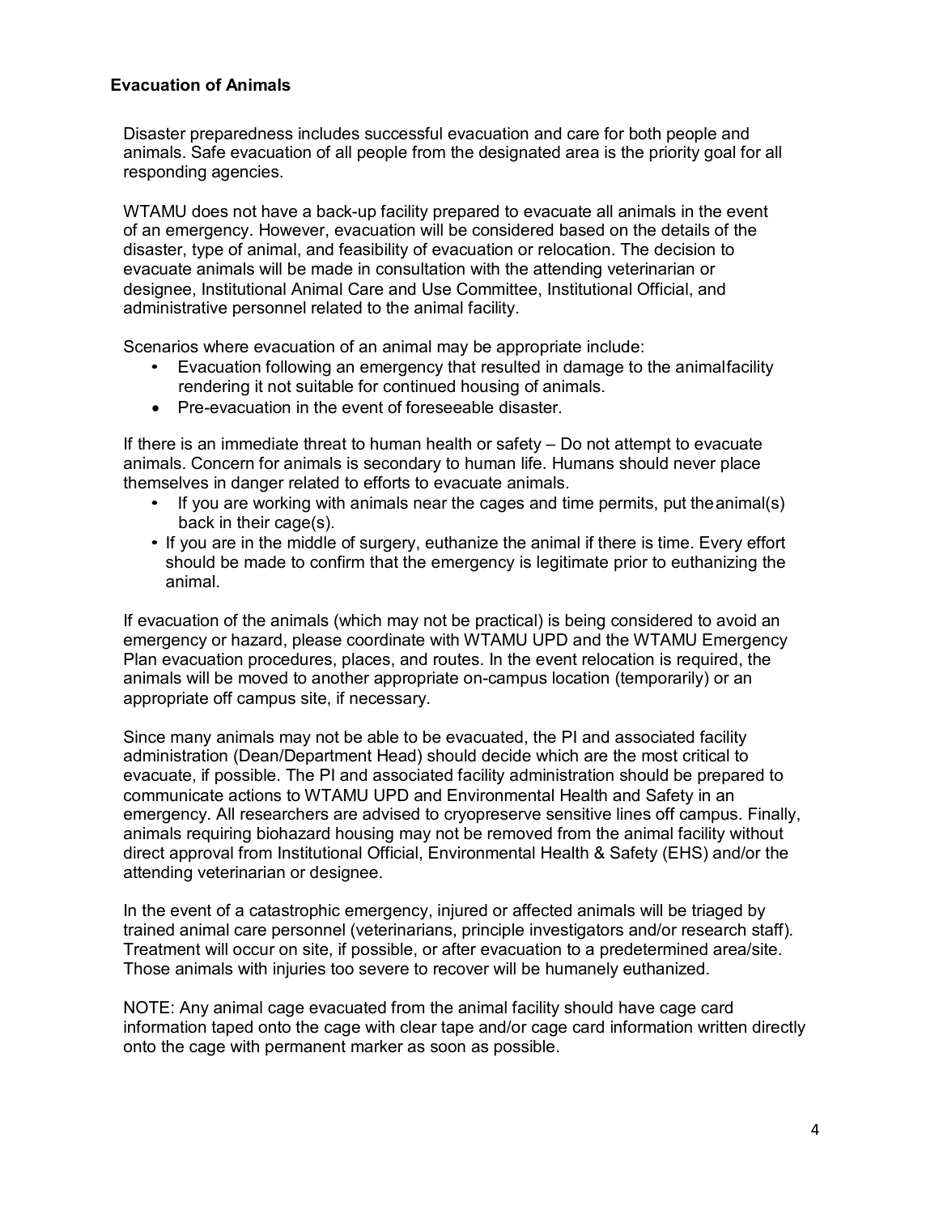### Evacuation of Animals

Disaster preparedness includes successful evacuation and care for both people and animals. Safe evacuation of all people from the designated area is the priority goal for all responding agencies.

WTAMU does not have a back-up facility prepared to evacuate all animals in the event of an emergency. However, evacuation will be considered based on the details of the disaster, type of animal, and feasibility of evacuation or relocation. The decision to evacuate animals will be made in consultation with the attending veterinarian or designee, Institutional Animal Care and Use Committee, Institutional Official, and administrative personnel related to the animal facility.

Scenarios where evacuation of an animal may be appropriate include:

- Evacuation following an emergency that resulted in damage to the animalfacility rendering it not suitable for continued housing of animals.
- Pre-evacuation in the event of foreseeable disaster.

If there is an immediate threat to human health or safety – Do not attempt to evacuate animals. Concern for animals is secondary to human life. Humans should never place themselves in danger related to efforts to evacuate animals.

- If you are working with animals near the cages and time permits, put theanimal(s) back in their cage(s).
- If you are in the middle of surgery, euthanize the animal if there is time. Every effort should be made to confirm that the emergency is legitimate prior to euthanizing the animal.

If evacuation of the animals (which may not be practical) is being considered to avoid an emergency or hazard, please coordinate with WTAMU UPD and the WTAMU Emergency Plan evacuation procedures, places, and routes. In the event relocation is required, the animals will be moved to another appropriate on-campus location (temporarily) or an appropriate off campus site, if necessary.

Since many animals may not be able to be evacuated, the PI and associated facility administration (Dean/Department Head) should decide which are the most critical to evacuate, if possible. The PI and associated facility administration should be prepared to communicate actions to WTAMU UPD and Environmental Health and Safety in an emergency. All researchers are advised to cryopreserve sensitive lines off campus. Finally, animals requiring biohazard housing may not be removed from the animal facility without direct approval from Institutional Official, Environmental Health & Safety (EHS) and/or the attending veterinarian or designee.

In the event of a catastrophic emergency, injured or affected animals will be triaged by trained animal care personnel (veterinarians, principle investigators and/or research staff). Treatment will occur on site, if possible, or after evacuation to a predetermined area/site. Those animals with injuries too severe to recover will be humanely euthanized.

NOTE: Any animal cage evacuated from the animal facility should have cage card information taped onto the cage with clear tape and/or cage card information written directly onto the cage with permanent marker as soon as possible.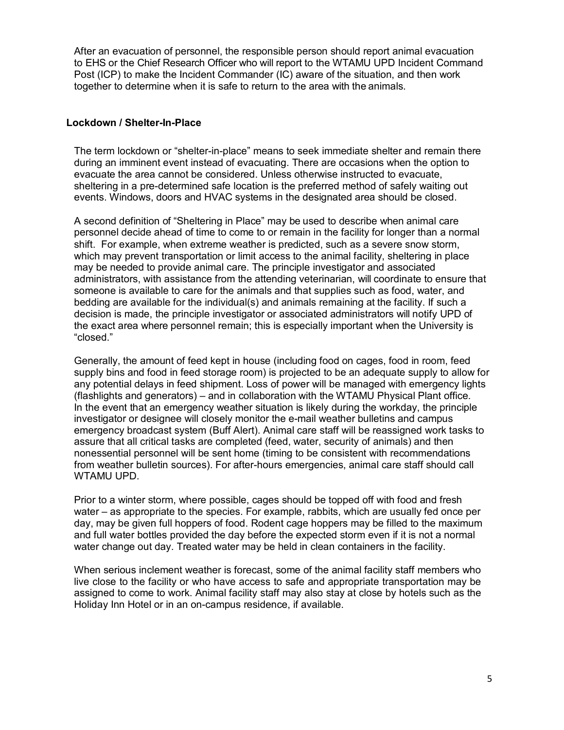After an evacuation of personnel, the responsible person should report animal evacuation to EHS or the Chief Research Officer who will report to the WTAMU UPD Incident Command Post (ICP) to make the Incident Commander (IC) aware of the situation, and then work together to determine when it is safe to return to the area with the animals.

## Lockdown / Shelter-In-Place

The term lockdown or "shelter-in-place" means to seek immediate shelter and remain there during an imminent event instead of evacuating. There are occasions when the option to evacuate the area cannot be considered. Unless otherwise instructed to evacuate, sheltering in a pre-determined safe location is the preferred method of safely waiting out events. Windows, doors and HVAC systems in the designated area should be closed.

A second definition of "Sheltering in Place" may be used to describe when animal care personnel decide ahead of time to come to or remain in the facility for longer than a normal shift. For example, when extreme weather is predicted, such as a severe snow storm, which may prevent transportation or limit access to the animal facility, sheltering in place may be needed to provide animal care. The principle investigator and associated administrators, with assistance from the attending veterinarian, will coordinate to ensure that someone is available to care for the animals and that supplies such as food, water, and bedding are available for the individual(s) and animals remaining at the facility. If such a decision is made, the principle investigator or associated administrators will notify UPD of the exact area where personnel remain; this is especially important when the University is "closed."

Generally, the amount of feed kept in house (including food on cages, food in room, feed supply bins and food in feed storage room) is projected to be an adequate supply to allow for any potential delays in feed shipment. Loss of power will be managed with emergency lights (flashlights and generators) – and in collaboration with the WTAMU Physical Plant office. In the event that an emergency weather situation is likely during the workday, the principle investigator or designee will closely monitor the e-mail weather bulletins and campus emergency broadcast system (Buff Alert). Animal care staff will be reassigned work tasks to assure that all critical tasks are completed (feed, water, security of animals) and then nonessential personnel will be sent home (timing to be consistent with recommendations from weather bulletin sources). For after-hours emergencies, animal care staff should call WTAMU UPD.

Prior to a winter storm, where possible, cages should be topped off with food and fresh water – as appropriate to the species. For example, rabbits, which are usually fed once per day, may be given full hoppers of food. Rodent cage hoppers may be filled to the maximum and full water bottles provided the day before the expected storm even if it is not a normal water change out day. Treated water may be held in clean containers in the facility.

When serious inclement weather is forecast, some of the animal facility staff members who live close to the facility or who have access to safe and appropriate transportation may be assigned to come to work. Animal facility staff may also stay at close by hotels such as the Holiday Inn Hotel or in an on-campus residence, if available.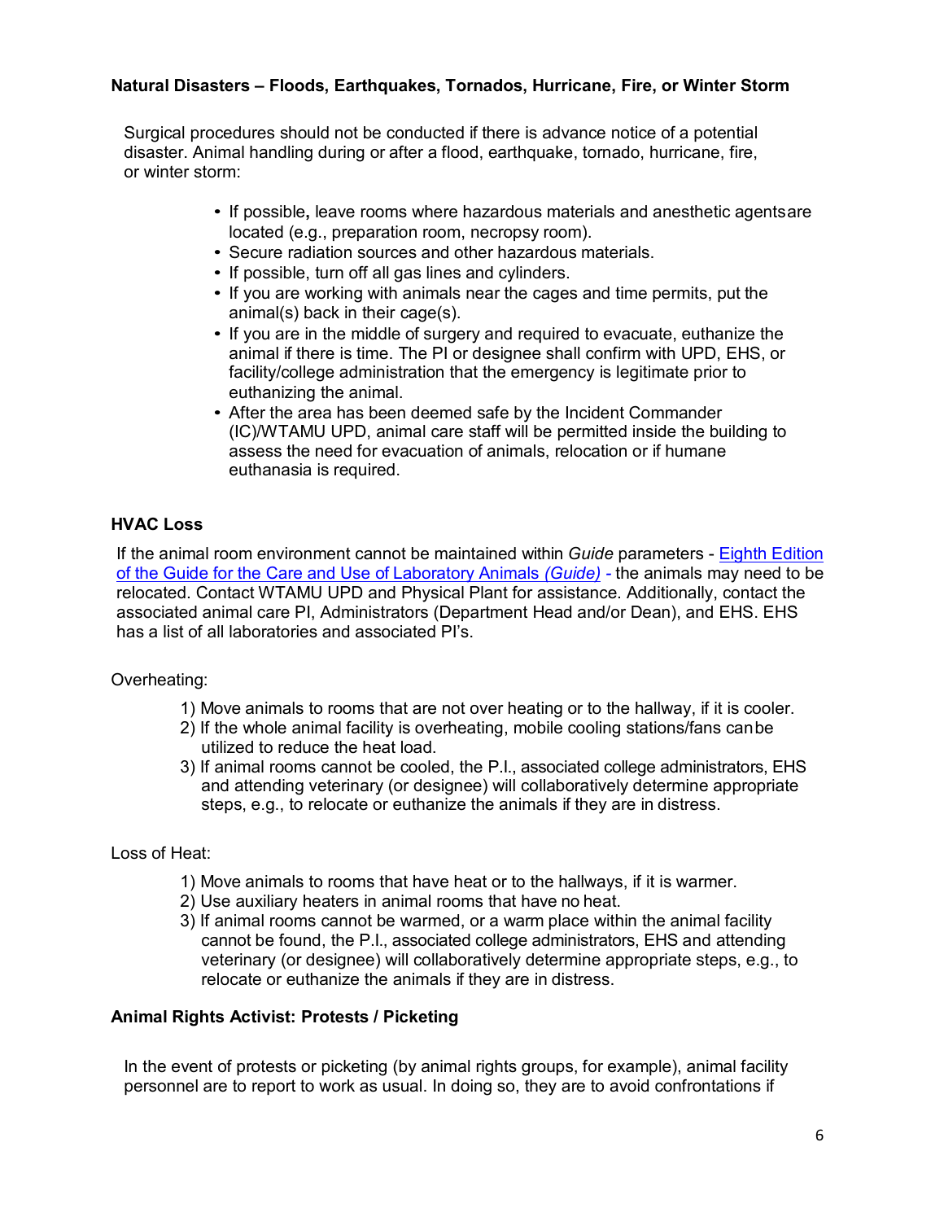**Natural Disasters – Floods, Earthquakes, Tornados, Hurricane, Fire, or Winter Storm**

Surgical procedures should not be conducted if there is advance notice of a potential disaster. Animal handling during or after a flood, earthquake, tornado, hurricane, fire, or winter storm:

- If possible, leave rooms where hazardous materials and anesthetic agents are located (e.g., preparation room, necropsy room).
- Secure radiation sources and other hazardous materials.
- If possible, turn off all gas lines and cylinders.
- If you are working with animals near the cages and time permits, put the animal(s) back in their cage(s).
- If you are in the middle of surgery and required to evacuate, euthanize the animal if there is time. The PI or designee shall confirm with UPD, EHS, or facility/college administration that the emergency is legitimate prior to euthanizing the animal.
- After the area has been deemed safe by the Incident Commander (IC)/WTAMU UPD, animal care staff will be permitted inside the building to assess the need for evacuation of animals, relocation or if humane euthanasia is required.

**HVAC Loss**

If the animal room environment cannot be maintained within *Guide* parameters - Eighth Edition of the Guide for the Care and Use of Laboratory Animals *(Guide)* - the animals may need to be relocated. Contact WTAMU UPD and Physical Plant for assistance. Additionally, contact the associated animal care PI, Administrators (Department Head and/or Dean), and EHS. EHS has a list of all laboratories and associated PI's.

Overheating:

1) Move animals to rooms that are not over heating or to the hallway, if it is cooler.
2) If the whole animal facility is overheating, mobile cooling stations/fans can be utilized to reduce the heat load.
3) If animal rooms cannot be cooled, the P.I., associated college administrators, EHS and attending veterinary (or designee) will collaboratively determine appropriate steps, e.g., to relocate or euthanize the animals if they are in distress.

Loss of Heat:

1) Move animals to rooms that have heat or to the hallways, if it is warmer.
2) Use auxiliary heaters in animal rooms that have no heat.
3) If animal rooms cannot be warmed, or a warm place within the animal facility cannot be found, the P.I., associated college administrators, EHS and attending veterinary (or designee) will collaboratively determine appropriate steps, e.g., to relocate or euthanize the animals if they are in distress.

**Animal Rights Activist: Protests / Picketing**

In the event of protests or picketing (by animal rights groups, for example), animal facility personnel are to report to work as usual. In doing so, they are to avoid confrontations if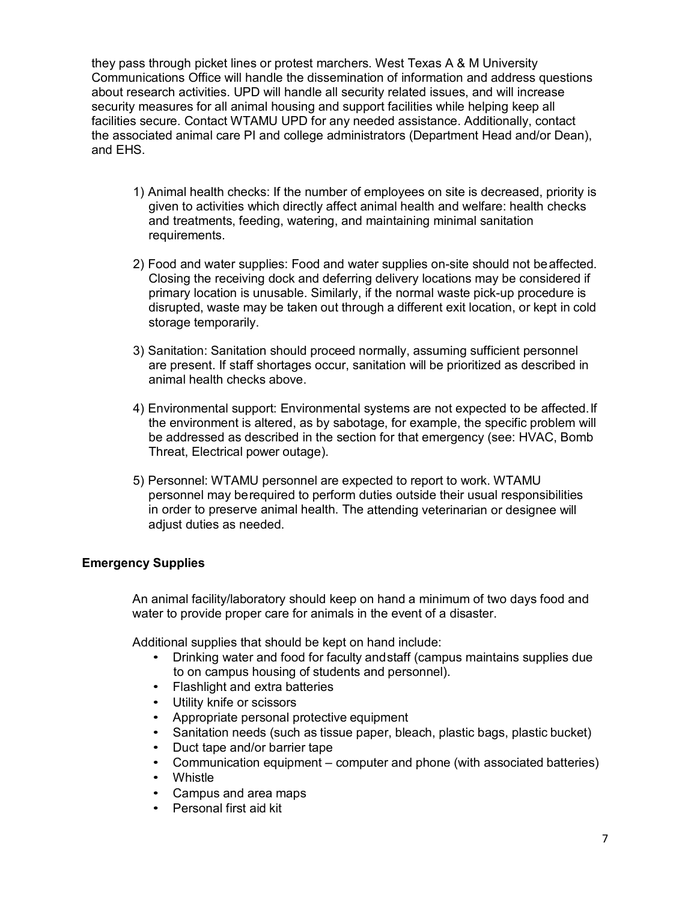they pass through picket lines or protest marchers. West Texas A & M University Communications Office will handle the dissemination of information and address questions about research activities. UPD will handle all security related issues, and will increase security measures for all animal housing and support facilities while helping keep all facilities secure. Contact WTAMU UPD for any needed assistance. Additionally, contact the associated animal care PI and college administrators (Department Head and/or Dean), and EHS.

1) Animal health checks: If the number of employees on site is decreased, priority is given to activities which directly affect animal health and welfare: health checks and treatments, feeding, watering, and maintaining minimal sanitation requirements.

2) Food and water supplies: Food and water supplies on-site should not be affected. Closing the receiving dock and deferring delivery locations may be considered if primary location is unusable. Similarly, if the normal waste pick-up procedure is disrupted, waste may be taken out through a different exit location, or kept in cold storage temporarily.

3) Sanitation: Sanitation should proceed normally, assuming sufficient personnel are present. If staff shortages occur, sanitation will be prioritized as described in animal health checks above.

4) Environmental support: Environmental systems are not expected to be affected. If the environment is altered, as by sabotage, for example, the specific problem will be addressed as described in the section for that emergency (see: HVAC, Bomb Threat, Electrical power outage).

5) Personnel: WTAMU personnel are expected to report to work. WTAMU personnel may be required to perform duties outside their usual responsibilities in order to preserve animal health. The attending veterinarian or designee will adjust duties as needed.

**Emergency Supplies**

An animal facility/laboratory should keep on hand a minimum of two days food and water to provide proper care for animals in the event of a disaster.

Additional supplies that should be kept on hand include:

- Drinking water and food for faculty and staff (campus maintains supplies due to on campus housing of students and personnel).
- Flashlight and extra batteries
- Utility knife or scissors
- Appropriate personal protective equipment
- Sanitation needs (such as tissue paper, bleach, plastic bags, plastic bucket)
- Duct tape and/or barrier tape
- Communication equipment – computer and phone (with associated batteries)
- Whistle
- Campus and area maps
- Personal first aid kit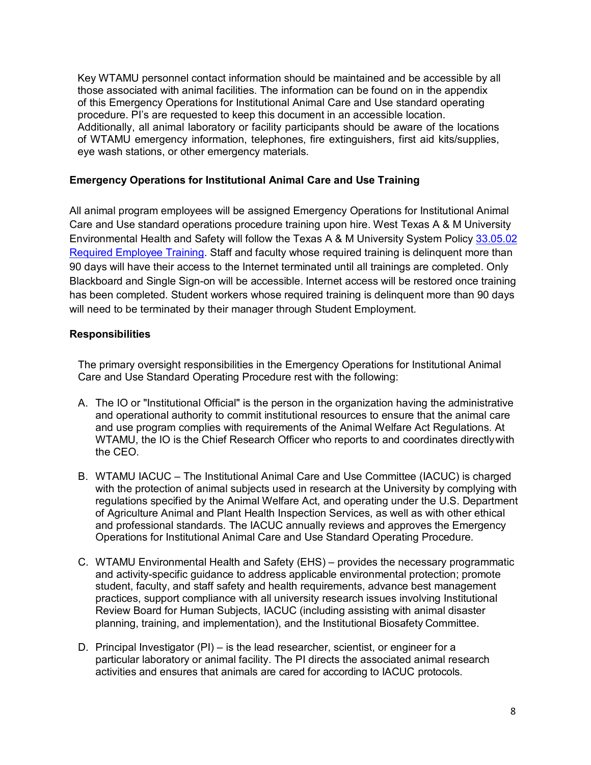Key WTAMU personnel contact information should be maintained and be accessible by all those associated with animal facilities. The information can be found on in the appendix of this Emergency Operations for Institutional Animal Care and Use standard operating procedure. PI's are requested to keep this document in an accessible location. Additionally, all animal laboratory or facility participants should be aware of the locations of WTAMU emergency information, telephones, fire extinguishers, first aid kits/supplies, eye wash stations, or other emergency materials.

**Emergency Operations for Institutional Animal Care and Use Training**

All animal program employees will be assigned Emergency Operations for Institutional Animal Care and Use standard operations procedure training upon hire. West Texas A & M University Environmental Health and Safety will follow the Texas A & M University System Policy [33.05.02 Required Employee Training](). Staff and faculty whose required training is delinquent more than 90 days will have their access to the Internet terminated until all trainings are completed. Only Blackboard and Single Sign-on will be accessible. Internet access will be restored once training has been completed. Student workers whose required training is delinquent more than 90 days will need to be terminated by their manager through Student Employment.

**Responsibilities**

The primary oversight responsibilities in the Emergency Operations for Institutional Animal Care and Use Standard Operating Procedure rest with the following:

A. The IO or "Institutional Official" is the person in the organization having the administrative and operational authority to commit institutional resources to ensure that the animal care and use program complies with requirements of the Animal Welfare Act Regulations. At WTAMU, the IO is the Chief Research Officer who reports to and coordinates directly with the CEO.

B. WTAMU IACUC – The Institutional Animal Care and Use Committee (IACUC) is charged with the protection of animal subjects used in research at the University by complying with regulations specified by the Animal Welfare Act, and operating under the U.S. Department of Agriculture Animal and Plant Health Inspection Services, as well as with other ethical and professional standards. The IACUC annually reviews and approves the Emergency Operations for Institutional Animal Care and Use Standard Operating Procedure.

C. WTAMU Environmental Health and Safety (EHS) – provides the necessary programmatic and activity-specific guidance to address applicable environmental protection; promote student, faculty, and staff safety and health requirements, advance best management practices, support compliance with all university research issues involving Institutional Review Board for Human Subjects, IACUC (including assisting with animal disaster planning, training, and implementation), and the Institutional Biosafety Committee.

D. Principal Investigator (PI) – is the lead researcher, scientist, or engineer for a particular laboratory or animal facility. The PI directs the associated animal research activities and ensures that animals are cared for according to IACUC protocols.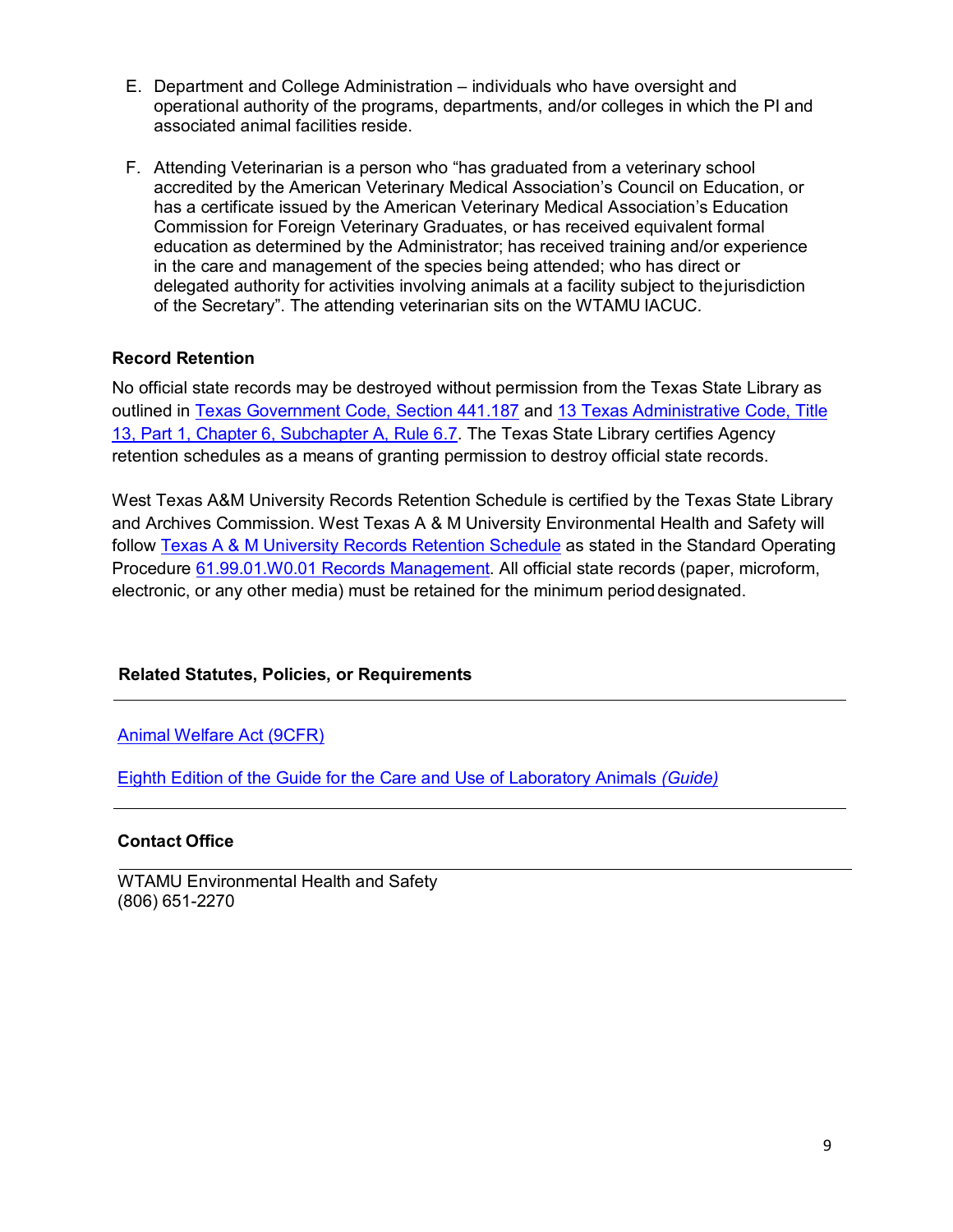E. Department and College Administration – individuals who have oversight and operational authority of the programs, departments, and/or colleges in which the PI and associated animal facilities reside.

F. Attending Veterinarian is a person who "has graduated from a veterinary school accredited by the American Veterinary Medical Association's Council on Education, or has a certificate issued by the American Veterinary Medical Association's Education Commission for Foreign Veterinary Graduates, or has received equivalent formal education as determined by the Administrator; has received training and/or experience in the care and management of the species being attended; who has direct or delegated authority for activities involving animals at a facility subject to the jurisdiction of the Secretary". The attending veterinarian sits on the WTAMU IACUC.

**Record Retention**

No official state records may be destroyed without permission from the Texas State Library as outlined in Texas Government Code, Section 441.187 and 13 Texas Administrative Code, Title 13, Part 1, Chapter 6, Subchapter A, Rule 6.7. The Texas State Library certifies Agency retention schedules as a means of granting permission to destroy official state records.

West Texas A&M University Records Retention Schedule is certified by the Texas State Library and Archives Commission. West Texas A & M University Environmental Health and Safety will follow Texas A & M University Records Retention Schedule as stated in the Standard Operating Procedure 61.99.01.W0.01 Records Management. All official state records (paper, microform, electronic, or any other media) must be retained for the minimum period designated.

**Related Statutes, Policies, or Requirements**

---

Animal Welfare Act (9CFR)

Eighth Edition of the Guide for the Care and Use of Laboratory Animals *(Guide)*

---

**Contact Office**

---

WTAMU Environmental Health and Safety
(806) 651-2270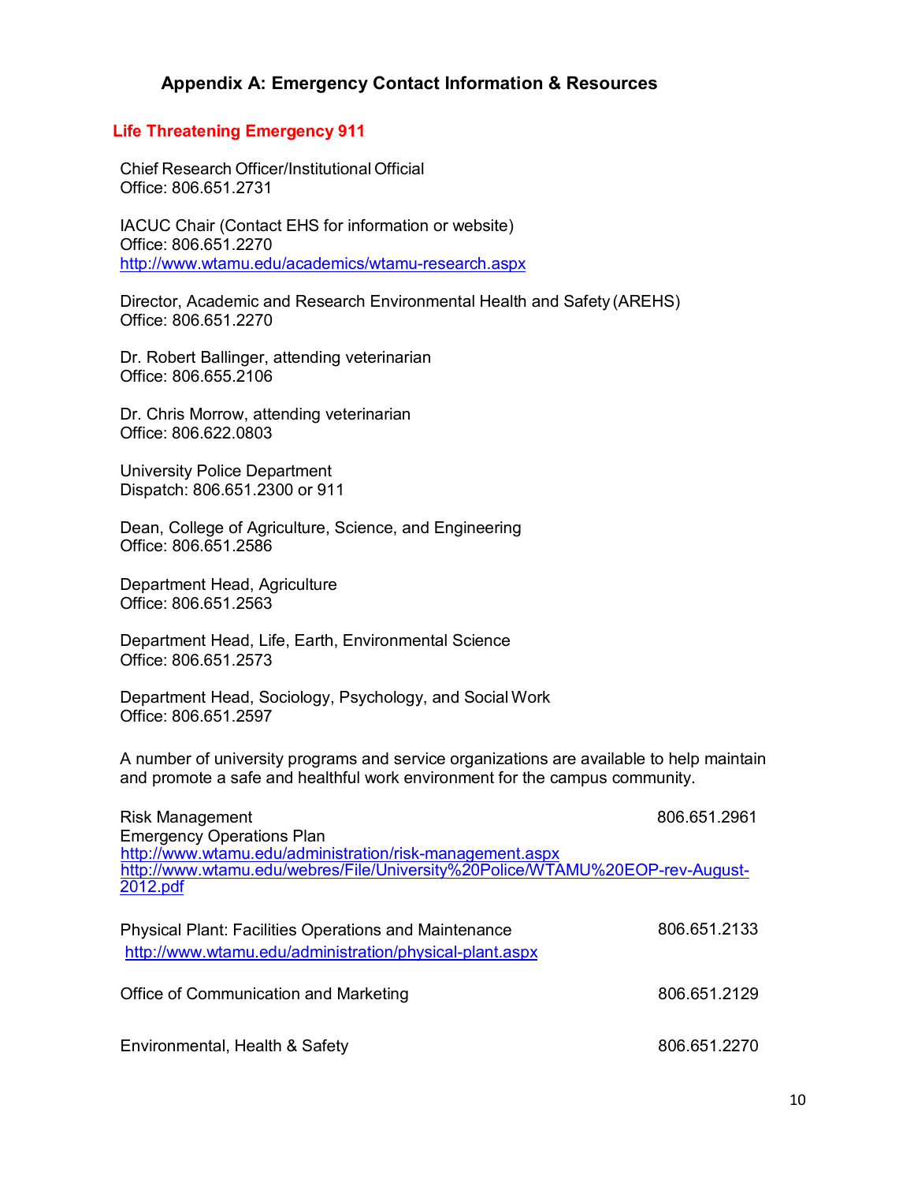## Appendix A: Emergency Contact Information & Resources

**Life Threatening Emergency 911**

Chief Research Officer/Institutional Official
Office: 806.651.2731

IACUC Chair (Contact EHS for information or website)
Office: 806.651.2270
http://www.wtamu.edu/academics/wtamu-research.aspx

Director, Academic and Research Environmental Health and Safety (AREHS)
Office: 806.651.2270

Dr. Robert Ballinger, attending veterinarian
Office: 806.655.2106

Dr. Chris Morrow, attending veterinarian
Office: 806.622.0803

University Police Department
Dispatch: 806.651.2300 or 911

Dean, College of Agriculture, Science, and Engineering
Office: 806.651.2586

Department Head, Agriculture
Office: 806.651.2563

Department Head, Life, Earth, Environmental Science
Office: 806.651.2573

Department Head, Sociology, Psychology, and Social Work
Office: 806.651.2597

A number of university programs and service organizations are available to help maintain and promote a safe and healthful work environment for the campus community.

Risk Management — 806.651.2961
Emergency Operations Plan
http://www.wtamu.edu/administration/risk-management.aspx
http://www.wtamu.edu/webres/File/University%20Police/WTAMU%20EOP-rev-August-2012.pdf

Physical Plant: Facilities Operations and Maintenance — 806.651.2133
http://www.wtamu.edu/administration/physical-plant.aspx

Office of Communication and Marketing — 806.651.2129

Environmental, Health & Safety — 806.651.2270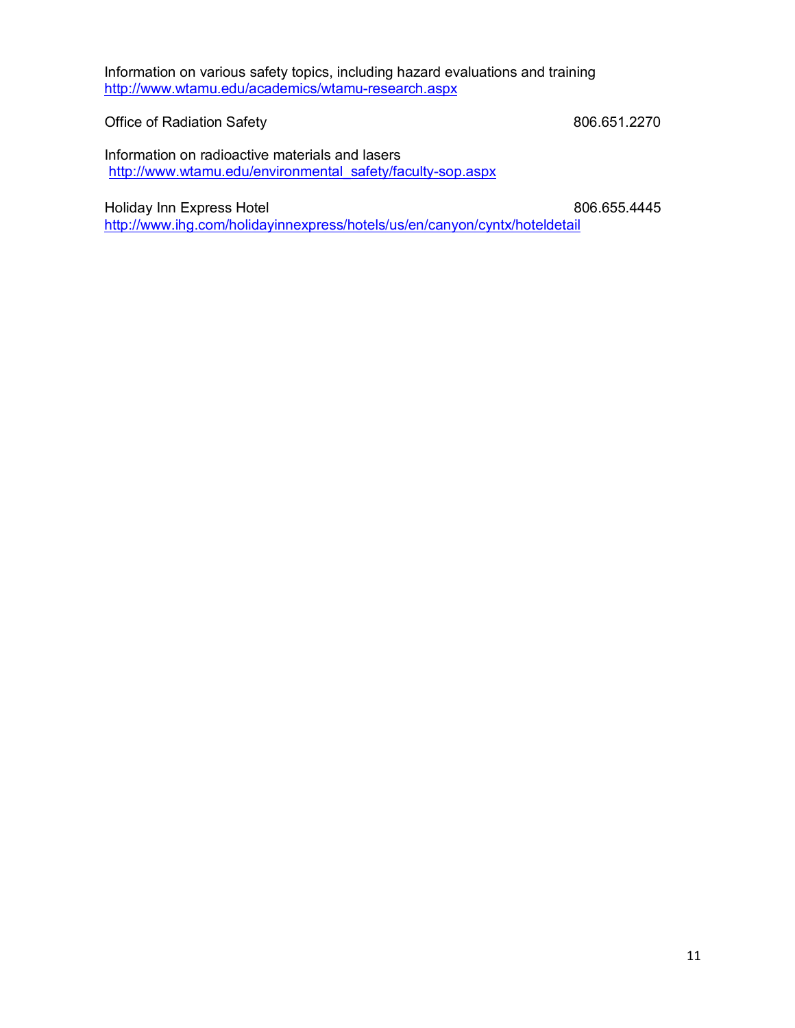Information on various safety topics, including hazard evaluations and training
http://www.wtamu.edu/academics/wtamu-research.aspx

Office of Radiation Safety 806.651.2270

Information on radioactive materials and lasers
http://www.wtamu.edu/environmental_safety/faculty-sop.aspx

Holiday Inn Express Hotel 806.655.4445
http://www.ihg.com/holidayinnexpress/hotels/us/en/canyon/cyntx/hoteldetail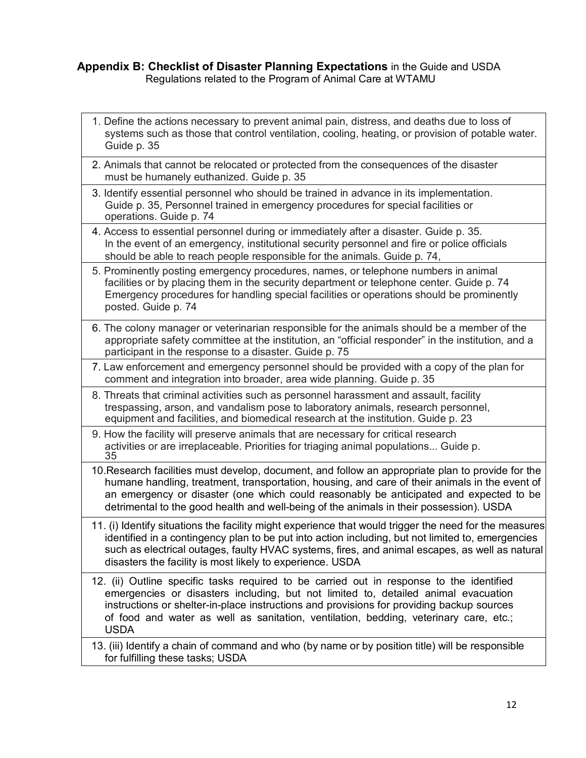**Appendix B: Checklist of Disaster Planning Expectations** in the Guide and USDA Regulations related to the Program of Animal Care at WTAMU

| |
|---|
| 1. Define the actions necessary to prevent animal pain, distress, and deaths due to loss of systems such as those that control ventilation, cooling, heating, or provision of potable water. Guide p. 35 |
| 2. Animals that cannot be relocated or protected from the consequences of the disaster must be humanely euthanized. Guide p. 35 |
| 3. Identify essential personnel who should be trained in advance in its implementation. Guide p. 35, Personnel trained in emergency procedures for special facilities or operations. Guide p. 74 |
| 4. Access to essential personnel during or immediately after a disaster. Guide p. 35. In the event of an emergency, institutional security personnel and fire or police officials should be able to reach people responsible for the animals. Guide p. 74, |
| 5. Prominently posting emergency procedures, names, or telephone numbers in animal facilities or by placing them in the security department or telephone center. Guide p. 74 Emergency procedures for handling special facilities or operations should be prominently posted. Guide p. 74 |
| 6. The colony manager or veterinarian responsible for the animals should be a member of the appropriate safety committee at the institution, an "official responder" in the institution, and a participant in the response to a disaster. Guide p. 75 |
| 7. Law enforcement and emergency personnel should be provided with a copy of the plan for comment and integration into broader, area wide planning. Guide p. 35 |
| 8. Threats that criminal activities such as personnel harassment and assault, facility trespassing, arson, and vandalism pose to laboratory animals, research personnel, equipment and facilities, and biomedical research at the institution. Guide p. 23 |
| 9. How the facility will preserve animals that are necessary for critical research activities or are irreplaceable. Priorities for triaging animal populations... Guide p. 35 |
| 10. Research facilities must develop, document, and follow an appropriate plan to provide for the humane handling, treatment, transportation, housing, and care of their animals in the event of an emergency or disaster (one which could reasonably be anticipated and expected to be detrimental to the good health and well-being of the animals in their possession). USDA |
| 11. (i) Identify situations the facility might experience that would trigger the need for the measures identified in a contingency plan to be put into action including, but not limited to, emergencies such as electrical outages, faulty HVAC systems, fires, and animal escapes, as well as natural disasters the facility is most likely to experience. USDA |
| 12. (ii) Outline specific tasks required to be carried out in response to the identified emergencies or disasters including, but not limited to, detailed animal evacuation instructions or shelter-in-place instructions and provisions for providing backup sources of food and water as well as sanitation, ventilation, bedding, veterinary care, etc.; USDA |
| 13. (iii) Identify a chain of command and who (by name or by position title) will be responsible for fulfilling these tasks; USDA |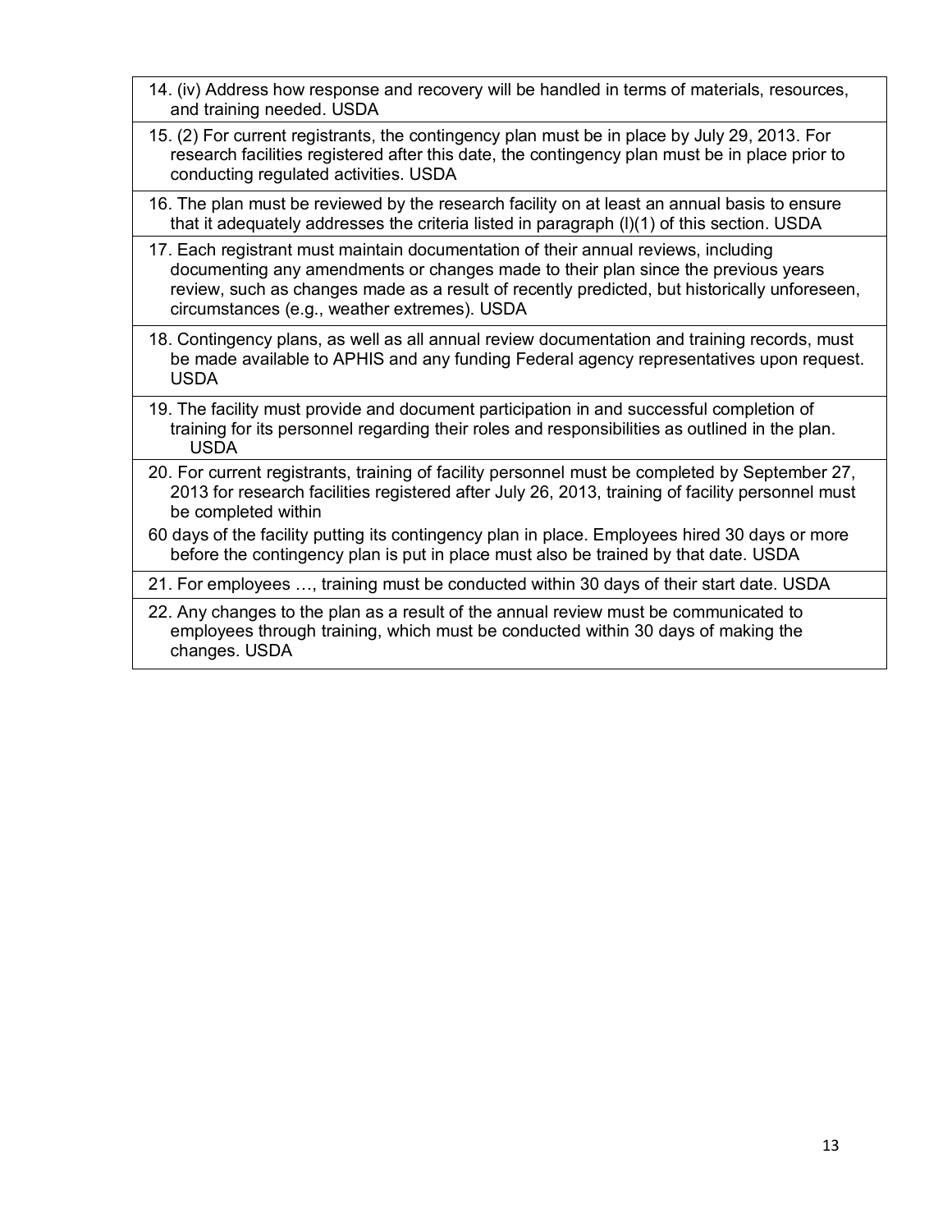| |
|---|
| 14. (iv) Address how response and recovery will be handled in terms of materials, resources, and training needed. USDA |
| 15. (2) For current registrants, the contingency plan must be in place by July 29, 2013. For research facilities registered after this date, the contingency plan must be in place prior to conducting regulated activities. USDA |
| 16. The plan must be reviewed by the research facility on at least an annual basis to ensure that it adequately addresses the criteria listed in paragraph (l)(1) of this section. USDA |
| 17. Each registrant must maintain documentation of their annual reviews, including documenting any amendments or changes made to their plan since the previous years review, such as changes made as a result of recently predicted, but historically unforeseen, circumstances (e.g., weather extremes). USDA |
| 18. Contingency plans, as well as all annual review documentation and training records, must be made available to APHIS and any funding Federal agency representatives upon request. USDA |
| 19. The facility must provide and document participation in and successful completion of training for its personnel regarding their roles and responsibilities as outlined in the plan. USDA |
| 20. For current registrants, training of facility personnel must be completed by September 27, 2013 for research facilities registered after July 26, 2013, training of facility personnel must be completed within 60 days of the facility putting its contingency plan in place. Employees hired 30 days or more before the contingency plan is put in place must also be trained by that date. USDA |
| 21. For employees …, training must be conducted within 30 days of their start date. USDA |
| 22. Any changes to the plan as a result of the annual review must be communicated to employees through training, which must be conducted within 30 days of making the changes. USDA |